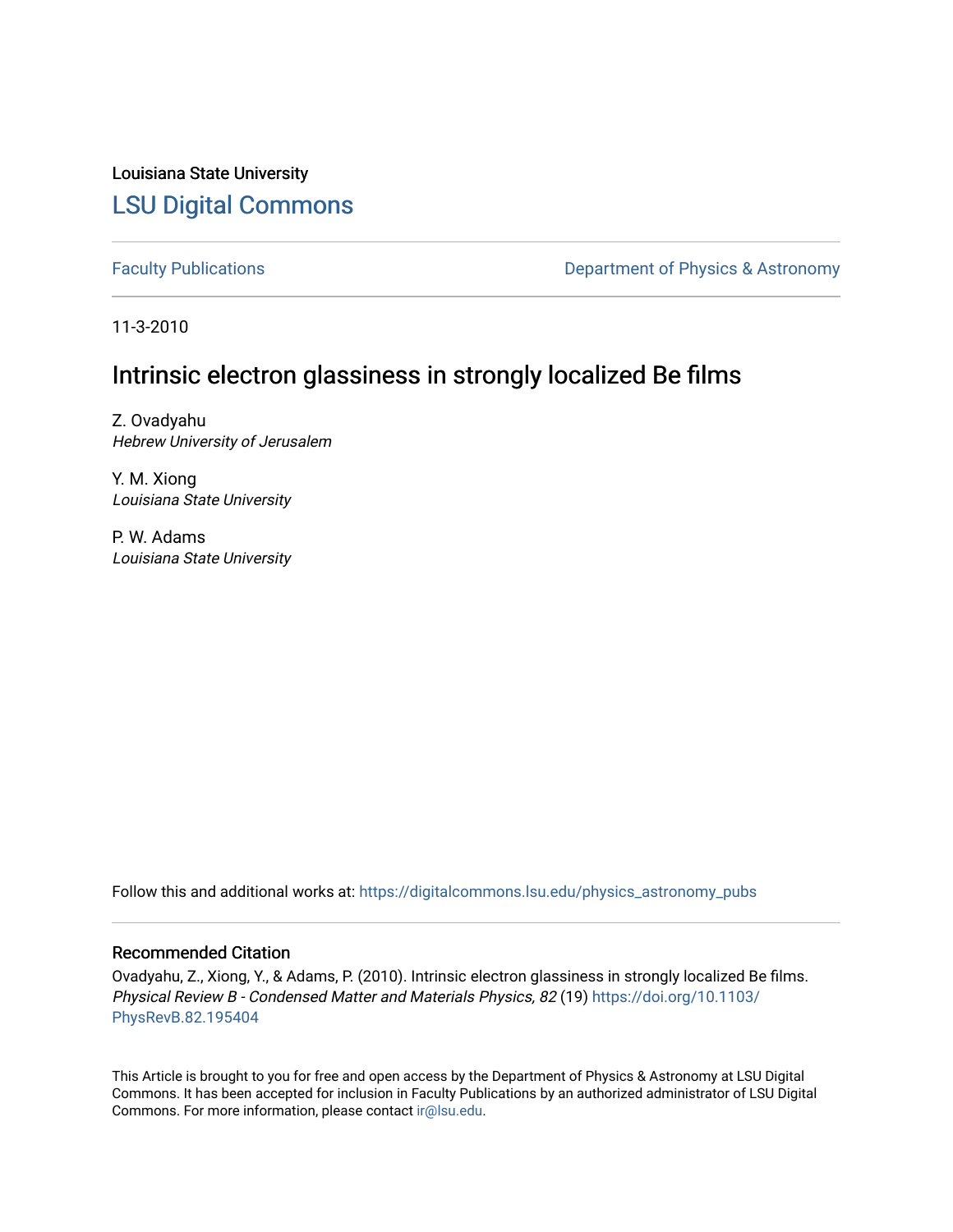Louisiana State University

## LSU Digital Commons

Faculty Publications

Department of Physics & Astronomy

11-3-2010

# Intrinsic electron glassiness in strongly localized Be films

Z. Ovadyahu
*Hebrew University of Jerusalem*

Y. M. Xiong
*Louisiana State University*

P. W. Adams
*Louisiana State University*

Follow this and additional works at: https://digitalcommons.lsu.edu/physics_astronomy_pubs

### Recommended Citation

Ovadyahu, Z., Xiong, Y., & Adams, P. (2010). Intrinsic electron glassiness in strongly localized Be films. *Physical Review B - Condensed Matter and Materials Physics, 82* (19) https://doi.org/10.1103/PhysRevB.82.195404

This Article is brought to you for free and open access by the Department of Physics & Astronomy at LSU Digital Commons. It has been accepted for inclusion in Faculty Publications by an authorized administrator of LSU Digital Commons. For more information, please contact ir@lsu.edu.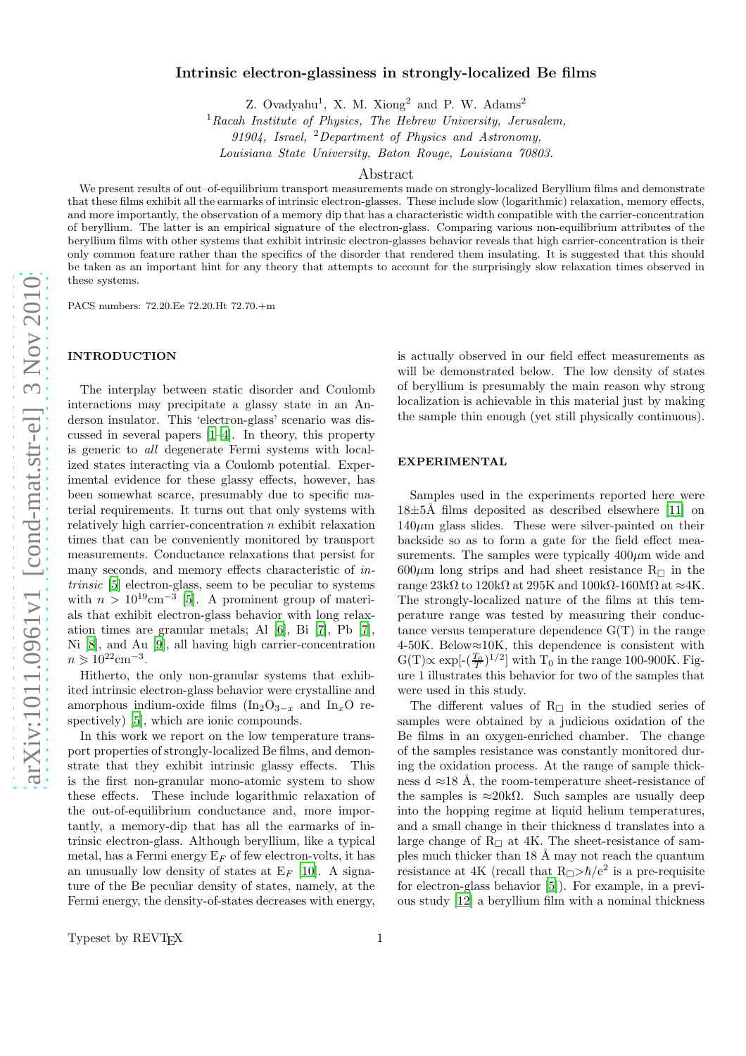# Intrinsic electron-glassiness in strongly-localized Be films

Z. Ovadyahu[1], X. M. Xiong[2] and P. W. Adams[2]

[1]*Racah Institute of Physics, The Hebrew University, Jerusalem, 91904, Israel,* [2]*Department of Physics and Astronomy, Louisiana State University, Baton Rouge, Louisiana 70803.*

## Abstract

We present results of out–of-equilibrium transport measurements made on strongly-localized Beryllium films and demonstrate that these films exhibit all the earmarks of intrinsic electron-glasses. These include slow (logarithmic) relaxation, memory effects, and more importantly, the observation of a memory dip that has a characteristic width compatible with the carrier-concentration of beryllium. The latter is an empirical signature of the electron-glass. Comparing various non-equilibrium attributes of the beryllium films with other systems that exhibit intrinsic electron-glasses behavior reveals that high carrier-concentration is their only common feature rather than the specifics of the disorder that rendered them insulating. It is suggested that this should be taken as an important hint for any theory that attempts to account for the surprisingly slow relaxation times observed in these systems.

PACS numbers: 72.20.Ee 72.20.Ht 72.70.+m

## INTRODUCTION

The interplay between static disorder and Coulomb interactions may precipitate a glassy state in an Anderson insulator. This 'electron-glass' scenario was discussed in several papers [1–4]. In theory, this property is generic to *all* degenerate Fermi systems with localized states interacting via a Coulomb potential. Experimental evidence for these glassy effects, however, has been somewhat scarce, presumably due to specific material requirements. It turns out that only systems with relatively high carrier-concentration $n$ exhibit relaxation times that can be conveniently monitored by transport measurements. Conductance relaxations that persist for many seconds, and memory effects characteristic of *intrinsic* [5] electron-glass, seem to be peculiar to systems with $n > 10^{19}\text{cm}^{-3}$ [5]. A prominent group of materials that exhibit electron-glass behavior with long relaxation times are granular metals: Al [6], Bi [7], Pb [7], Ni [8], and Au [9], all having high carrier-concentration $n \geqslant 10^{22}\text{cm}^{-3}$.

Hitherto, the only non-granular systems that exhibited intrinsic electron-glass behavior were crystalline and amorphous indium-oxide films ($In_2O_{3-x}$ and $In_xO$ respectively) [5], which are ionic compounds.

In this work we report on the low temperature transport properties of strongly-localized Be films, and demonstrate that they exhibit intrinsic glassy effects. This is the first non-granular mono-atomic system to show these effects. These include logarithmic relaxation of the out-of-equilibrium conductance and, more importantly, a memory-dip that has all the earmarks of intrinsic electron-glass. Although beryllium, like a typical metal, has a Fermi energy $E_F$ of few electron-volts, it has an unusually low density of states at $E_F$ [10]. A signature of the Be peculiar density of states, namely, at the Fermi energy, the density-of-states decreases with energy, is actually observed in our field effect measurements as will be demonstrated below. The low density of states of beryllium is presumably the main reason why strong localization is achievable in this material just by making the sample thin enough (yet still physically continuous).

## EXPERIMENTAL

Samples used in the experiments reported here were 18±5Å films deposited as described elsewhere [11] on 140$\mu$m glass slides. These were silver-painted on their backside so as to form a gate for the field effect measurements. The samples were typically 400$\mu$m wide and 600$\mu$m long strips and had sheet resistance $R_\square$ in the range 23kΩ to 120kΩ at 295K and 100kΩ-160MΩ at ≈4K. The strongly-localized nature of the films at this temperature range was tested by measuring their conductance versus temperature dependence G(T) in the range 4-50K. Below≈10K, this dependence is consistent with $G(T) \propto \exp[-(\frac{T_0}{T})^{1/2}]$ with $T_0$ in the range 100-900K. Figure 1 illustrates this behavior for two of the samples that were used in this study.

The different values of $R_\square$ in the studied series of samples were obtained by a judicious oxidation of the Be films in an oxygen-enriched chamber. The change of the samples resistance was constantly monitored during the oxidation process. At the range of sample thickness d ≈18 Å, the room-temperature sheet-resistance of the samples is ≈20kΩ. Such samples are usually deep into the hopping regime at liquid helium temperatures, and a small change in their thickness d translates into a large change of $R_\square$ at 4K. The sheet-resistance of samples much thicker than 18 Å may not reach the quantum resistance at 4K (recall that $R_\square > \hbar/e^2$ is a pre-requisite for electron-glass behavior [5]). For example, in a previous study [12] a beryllium film with a nominal thickness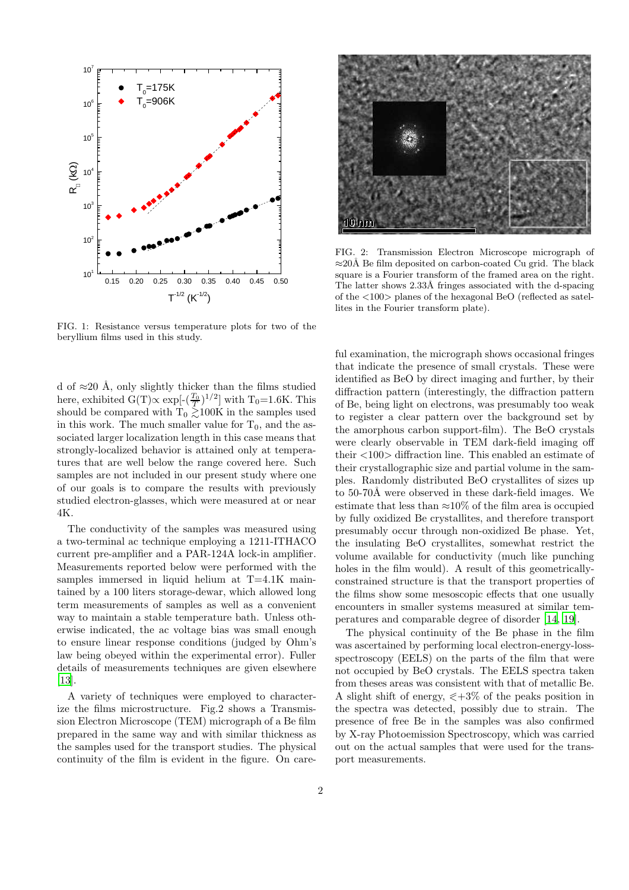FIG. 1: Resistance versus temperature plots for two of the beryllium films used in this study.

FIG. 2: Transmission Electron Microscope micrograph of ≈20Å Be film deposited on carbon-coated Cu grid. The black square is a Fourier transform of the framed area on the right. The latter shows 2.33Å fringes associated with the d-spacing of the <100> planes of the hexagonal BeO (reflected as satellites in the Fourier transform plate).

d of ≈20 Å, only slightly thicker than the films studied here, exhibited $G(T) \propto \exp[-(\frac{T_0}{T})^{1/2}]$ with $T_0$=1.6K. This should be compared with $T_0 \gtrsim$100K in the samples used in this work. The much smaller value for $T_0$, and the associated larger localization length in this case means that strongly-localized behavior is attained only at temperatures that are well below the range covered here. Such samples are not included in our present study where one of our goals is to compare the results with previously studied electron-glasses, which were measured at or near 4K.

The conductivity of the samples was measured using a two-terminal ac technique employing a 1211-ITHACO current pre-amplifier and a PAR-124A lock-in amplifier. Measurements reported below were performed with the samples immersed in liquid helium at T=4.1K maintained by a 100 liters storage-dewar, which allowed long term measurements of samples as well as a convenient way to maintain a stable temperature bath. Unless otherwise indicated, the ac voltage bias was small enough to ensure linear response conditions (judged by Ohm's law being obeyed within the experimental error). Fuller details of measurements techniques are given elsewhere [13].

A variety of techniques were employed to characterize the films microstructure. Fig.2 shows a Transmission Electron Microscope (TEM) micrograph of a Be film prepared in the same way and with similar thickness as the samples used for the transport studies. The physical continuity of the film is evident in the figure. On careful examination, the micrograph shows occasional fringes that indicate the presence of small crystals. These were identified as BeO by direct imaging and further, by their diffraction pattern (interestingly, the diffraction pattern of Be, being light on electrons, was presumably too weak to register a clear pattern over the background set by the amorphous carbon support-film). The BeO crystals were clearly observable in TEM dark-field imaging off their <100> diffraction line. This enabled an estimate of their crystallographic size and partial volume in the samples. Randomly distributed BeO crystallites of sizes up to 50-70Å were observed in these dark-field images. We estimate that less than ≈10% of the film area is occupied by fully oxidized Be crystallites, and therefore transport presumably occur through non-oxidized Be phase. Yet, the insulating BeO crystallites, somewhat restrict the volume available for conductivity (much like punching holes in the film would). A result of this geometrically-constrained structure is that the transport properties of the films show some mesoscopic effects that one usually encounters in smaller systems measured at similar temperatures and comparable degree of disorder [14, 19].

The physical continuity of the Be phase in the film was ascertained by performing local electron-energy-loss-spectroscopy (EELS) on the parts of the film that were not occupied by BeO crystals. The EELS spectra taken from theses areas was consistent with that of metallic Be. A slight shift of energy, $\leqslant$+3% of the peaks position in the spectra was detected, possibly due to strain. The presence of free Be in the samples was also confirmed by X-ray Photoemission Spectroscopy, which was carried out on the actual samples that were used for the transport measurements.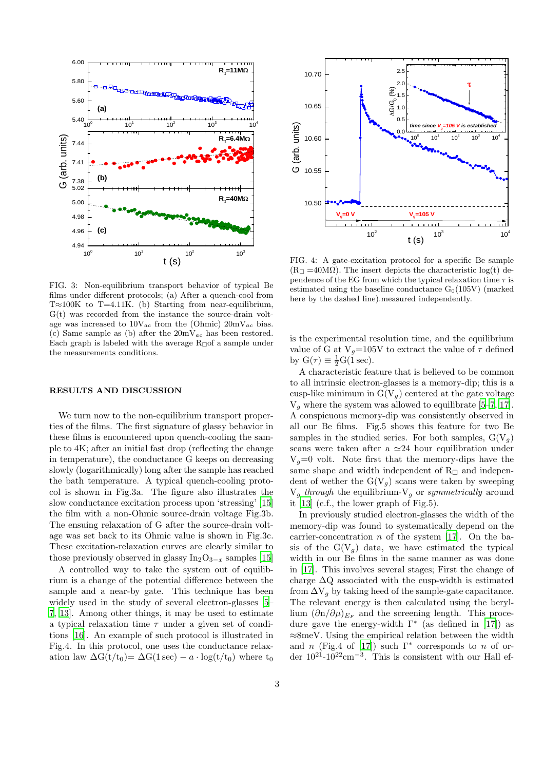FIG. 3: Non-equilibrium transport behavior of typical Be films under different protocols; (a) After a quench-cool from T≈100K to T=4.11K. (b) Starting from near-equilibrium, G(t) was recorded from the instance the source-drain voltage was increased to $10V_{ac}$ from the (Ohmic) $20mV_{ac}$ bias. (c) Same sample as (b) after the $20mV_{ac}$ has been restored. Each graph is labeled with the average $R_\square$of a sample under the measurements conditions.

FIG. 4: A gate-excitation protocol for a specific Be sample ($R_\square$ =40MΩ). The insert depicts the characteristic log(t) dependence of the EG from which the typical relaxation time $\tau$ is estimated using the baseline conductance $G_0(105V)$ (marked here by the dashed line).measured independently.

## RESULTS AND DISCUSSION

We turn now to the non-equilibrium transport properties of the films. The first signature of glassy behavior in these films is encountered upon quench-cooling the sample to 4K; after an initial fast drop (reflecting the change in temperature), the conductance G keeps on decreasing slowly (logarithmically) long after the sample has reached the bath temperature. A typical quench-cooling protocol is shown in Fig.3a. The figure also illustrates the slow conductance excitation process upon 'stressing' [15] the film with a non-Ohmic source-drain voltage Fig.3b. The ensuing relaxation of G after the source-drain voltage was set back to its Ohmic value is shown in Fig.3c. These excitation-relaxation curves are clearly similar to those previously observed in glassy $In_2O_{3-x}$ samples [15].

A controlled way to take the system out of equilibrium is a change of the potential difference between the sample and a near-by gate. This technique has been widely used in the study of several electron-glasses [5–7, 13]. Among other things, it may be used to estimate a typical relaxation time $\tau$ under a given set of conditions [16]. An example of such protocol is illustrated in Fig.4. In this protocol, one uses the conductance relaxation law $\Delta G(t/t_0)= \Delta G(1\,\text{sec}) - a \cdot \log(t/t_0)$ where $t_0$ is the experimental resolution time, and the equilibrium value of G at $V_g$=105V to extract the value of $\tau$ defined by $G(\tau) \equiv \frac{1}{2}G(1\,\text{sec})$.

A characteristic feature that is believed to be common to all intrinsic electron-glasses is a memory-dip; this is a cusp-like minimum in $G(V_g)$ centered at the gate voltage $V_g$ where the system was allowed to equilibrate [5–7, 17]. A conspicuous memory-dip was consistently observed in all our Be films. Fig.5 shows this feature for two Be samples in the studied series. For both samples, $G(V_g)$ scans were taken after a ≃24 hour equilibration under $V_g$=0 volt. Note first that the memory-dips have the same shape and width independent of $R_\square$ and independent of wether the $G(V_g)$ scans were taken by sweeping $V_g$ *through* the equilibrium-$V_g$ or *symmetrically* around it [13] (c.f., the lower graph of Fig.5).

In previously studied electron-glasses the width of the memory-dip was found to systematically depend on the carrier-concentration $n$ of the system [17]. On the basis of the $G(V_g)$ data, we have estimated the typical width in our Be films in the same manner as was done in [17]. This involves several stages; First the change of charge $\Delta Q$ associated with the cusp-width is estimated from $\Delta V_g$ by taking heed of the sample-gate capacitance. The relevant energy is then calculated using the beryllium $(\partial n/\partial \mu)_{E_F}$ and the screening length. This procedure gave the energy-width $\Gamma^*$ (as defined in [17]) as ≈8meV. Using the empirical relation between the width and $n$ (Fig.4 of [17]) such $\Gamma^*$ corresponds to $n$ of order $10^{21}$-$10^{22}$cm$^{-3}$. This is consistent with our Hall ef-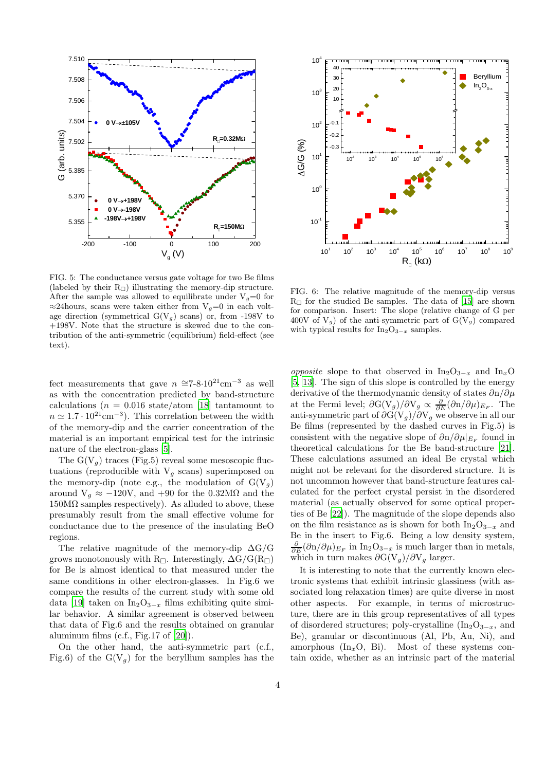FIG. 5: The conductance versus gate voltage for two Be films (labeled by their $R_\square$) illustrating the memory-dip structure. After the sample was allowed to equilibrate under $V_g$=0 for ≈24hours, scans were taken either from $V_g$=0 in each voltage direction (symmetrical $G(V_g)$ scans) or, from -198V to +198V. Note that the structure is skewed due to the contribution of the anti-symmetric (equilibrium) field-effect (see text).

FIG. 6: The relative magnitude of the memory-dip versus $R_\square$ for the studied Be samples. The data of [15] are shown for comparison. Insert: The slope (relative change of G per 400V of $V_g$) of the anti-symmetric part of $G(V_g)$ compared with typical results for $In_2O_{3-x}$ samples.

fect measurements that gave $n \cong 7\text{-}8{\cdot}10^{21}\text{cm}^{-3}$ as well as with the concentration predicted by band-structure calculations ($n$ = 0.016 state/atom [18] tantamount to $n \simeq 1.7 \cdot 10^{21}\text{cm}^{-3}$). This correlation between the width of the memory-dip and the carrier concentration of the material is an important empirical test for the intrinsic nature of the electron-glass [5].

The $G(V_g)$ traces (Fig.5) reveal some mesoscopic fluctuations (reproducible with $V_g$ scans) superimposed on the memory-dip (note e.g., the modulation of $G(V_g)$ around $V_g \approx -120$V, and +90 for the 0.32MΩ and the 150MΩ samples respectively). As alluded to above, these presumably result from the small effective volume for conductance due to the presence of the insulating BeO regions.

The relative magnitude of the memory-dip ΔG/G grows monotonously with $R_\square$. Interestingly, $\Delta G/G(R_\square)$ for Be is almost identical to that measured under the same conditions in other electron-glasses. In Fig.6 we compare the results of the current study with some old data [19] taken on $In_2O_{3-x}$ films exhibiting quite similar behavior. A similar agreement is observed between that data of Fig.6 and the results obtained on granular aluminum films (c.f., Fig.17 of [20]).

On the other hand, the anti-symmetric part (c.f., Fig.6) of the $G(V_g)$ for the beryllium samples has the *opposite* slope to that observed in $In_2O_{3-x}$ and $In_xO$ [5, 13]. The sign of this slope is controlled by the energy derivative of the thermodynamic density of states $\partial n/\partial\mu$ at the Fermi level; $\partial G(V_g)/\partial V_g \propto \frac{\partial}{\partial E}(\partial n/\partial\mu)_{E_F}$. The anti-symmetric part of $\partial G(V_g)/\partial V_g$ we observe in all our Be films (represented by the dashed curves in Fig.5) is consistent with the negative slope of $\partial n/\partial\mu|_{E_F}$ found in theoretical calculations for the Be band-structure [21]. These calculations assumed an ideal Be crystal which might not be relevant for the disordered structure. It is not uncommon however that band-structure features calculated for the perfect crystal persist in the disordered material (as actually observed for some optical properties of Be [22]). The magnitude of the slope depends also on the film resistance as is shown for both $In_2O_{3-x}$ and Be in the insert to Fig.6. Being a low density system, $\frac{\partial}{\partial E}(\partial n/\partial\mu)_{E_F}$ in $In_2O_{3-x}$ is much larger than in metals, which in turn makes $\partial G(V_g)/\partial V_g$ larger.

It is interesting to note that the currently known electronic systems that exhibit intrinsic glassiness (with associated long relaxation times) are quite diverse in most other aspects. For example, in terms of microstructure, there are in this group representatives of all types of disordered structures; poly-crystalline ($In_2O_{3-x}$, and Be), granular or discontinuous (Al, Pb, Au, Ni), and amorphous ($In_xO$, Bi). Most of these systems contain oxide, whether as an intrinsic part of the material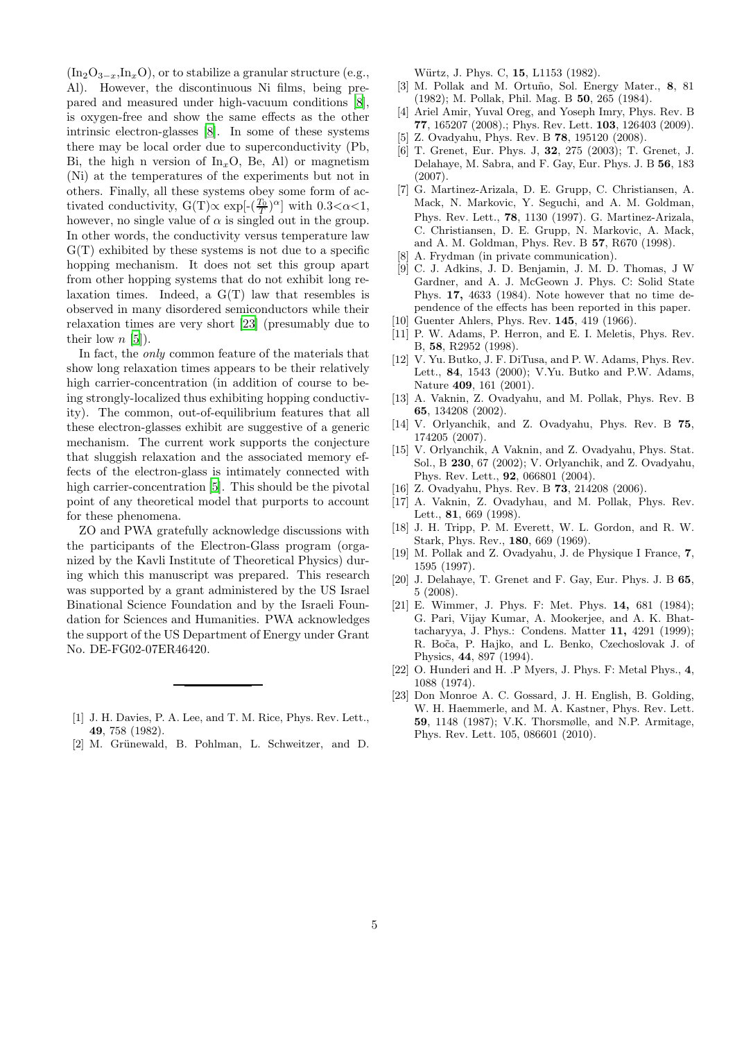($In_2O_{3-x}$,$In_xO$), or to stabilize a granular structure (e.g., Al). However, the discontinuous Ni films, being prepared and measured under high-vacuum conditions [8], is oxygen-free and show the same effects as the other intrinsic electron-glasses [8]. In some of these systems there may be local order due to superconductivity (Pb, Bi, the high n version of $In_xO$, Be, Al) or magnetism (Ni) at the temperatures of the experiments but not in others. Finally, all these systems obey some form of activated conductivity, G(T)$\propto$ exp[-$(\frac{T_0}{T})^\alpha$] with $0.3<\alpha<1$, however, no single value of $\alpha$ is singled out in the group. In other words, the conductivity versus temperature law G(T) exhibited by these systems is not due to a specific hopping mechanism. It does not set this group apart from other hopping systems that do not exhibit long relaxation times. Indeed, a G(T) law that resembles is observed in many disordered semiconductors while their relaxation times are very short [23] (presumably due to their low $n$ [5]).

In fact, the *only* common feature of the materials that show long relaxation times appears to be their relatively high carrier-concentration (in addition of course to being strongly-localized thus exhibiting hopping conductivity). The common, out-of-equilibrium features that all these electron-glasses exhibit are suggestive of a generic mechanism. The current work supports the conjecture that sluggish relaxation and the associated memory effects of the electron-glass is intimately connected with high carrier-concentration [5]. This should be the pivotal point of any theoretical model that purports to account for these phenomena.

ZO and PWA gratefully acknowledge discussions with the participants of the Electron-Glass program (organized by the Kavli Institute of Theoretical Physics) during which this manuscript was prepared. This research was supported by a grant administered by the US Israel Binational Science Foundation and by the Israeli Foundation for Sciences and Humanities. PWA acknowledges the support of the US Department of Energy under Grant No. DE-FG02-07ER46420.

---

[1] J. H. Davies, P. A. Lee, and T. M. Rice, Phys. Rev. Lett., **49**, 758 (1982).

[2] M. Grünewald, B. Pohlman, L. Schweitzer, and D. Würtz, J. Phys. C, **15**, L1153 (1982).

[3] M. Pollak and M. Ortuño, Sol. Energy Mater., **8**, 81 (1982); M. Pollak, Phil. Mag. B **50**, 265 (1984).

[4] Ariel Amir, Yuval Oreg, and Yoseph Imry, Phys. Rev. B **77**, 165207 (2008).; Phys. Rev. Lett. **103**, 126403 (2009).

[5] Z. Ovadyahu, Phys. Rev. B **78**, 195120 (2008).

[6] T. Grenet, Eur. Phys. J, **32**, 275 (2003); T. Grenet, J. Delahaye, M. Sabra, and F. Gay, Eur. Phys. J. B **56**, 183 (2007).

[7] G. Martinez-Arizala, D. E. Grupp, C. Christiansen, A. Mack, N. Markovic, Y. Seguchi, and A. M. Goldman, Phys. Rev. Lett., **78**, 1130 (1997). G. Martinez-Arizala, C. Christiansen, D. E. Grupp, N. Markovic, A. Mack, and A. M. Goldman, Phys. Rev. B **57**, R670 (1998).

[8] A. Frydman (in private communication).

[9] C. J. Adkins, J. D. Benjamin, J. M. D. Thomas, J W Gardner, and A. J. McGeown J. Phys. C: Solid State Phys. **17,** 4633 (1984). Note however that no time dependence of the effects has been reported in this paper.

[10] Guenter Ahlers, Phys. Rev. **145**, 419 (1966).

[11] P. W. Adams, P. Herron, and E. I. Meletis, Phys. Rev. B, **58**, R2952 (1998).

[12] V. Yu. Butko, J. F. DiTusa, and P. W. Adams, Phys. Rev. Lett., **84**, 1543 (2000); V.Yu. Butko and P.W. Adams, Nature **409**, 161 (2001).

[13] A. Vaknin, Z. Ovadyahu, and M. Pollak, Phys. Rev. B **65**, 134208 (2002).

[14] V. Orlyanchik, and Z. Ovadyahu, Phys. Rev. B **75**, 174205 (2007).

[15] V. Orlyanchik, A Vaknin, and Z. Ovadyahu, Phys. Stat. Sol., B **230**, 67 (2002); V. Orlyanchik, and Z. Ovadyahu, Phys. Rev. Lett., **92**, 066801 (2004).

[16] Z. Ovadyahu, Phys. Rev. B **73**, 214208 (2006).

[17] A. Vaknin, Z. Ovadyhau, and M. Pollak, Phys. Rev. Lett., **81**, 669 (1998).

[18] J. H. Tripp, P. M. Everett, W. L. Gordon, and R. W. Stark, Phys. Rev., **180**, 669 (1969).

[19] M. Pollak and Z. Ovadyahu, J. de Physique I France, **7**, 1595 (1997).

[20] J. Delahaye, T. Grenet and F. Gay, Eur. Phys. J. B **65**, 5 (2008).

[21] E. Wimmer, J. Phys. F: Met. Phys. **14,** 681 (1984); G. Pari, Vijay Kumar, A. Mookerjee, and A. K. Bhattacharyya, J. Phys.: Condens. Matter **11,** 4291 (1999); R. Boča, P. Hajko, and L. Benko, Czechoslovak J. of Physics, **44**, 897 (1994).

[22] O. Hunderi and H. .P Myers, J. Phys. F: Metal Phys., **4**, 1088 (1974).

[23] Don Monroe A. C. Gossard, J. H. English, B. Golding, W. H. Haemmerle, and M. A. Kastner, Phys. Rev. Lett. **59**, 1148 (1987); V.K. Thorsmølle, and N.P. Armitage, Phys. Rev. Lett. 105, 086601 (2010).